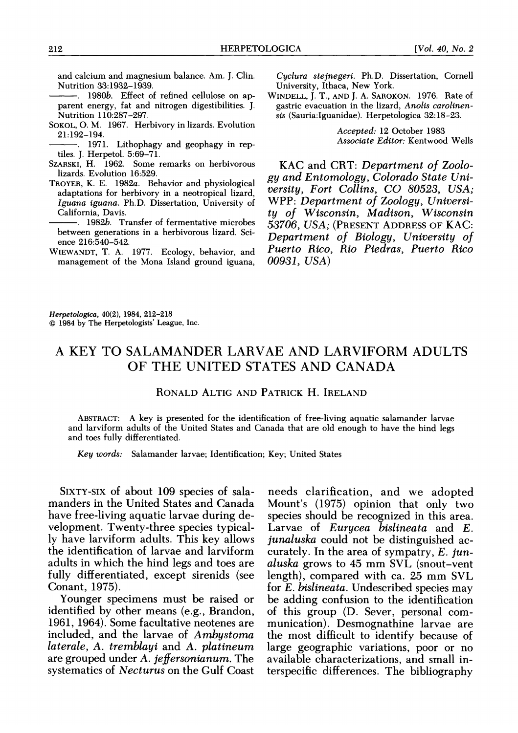and calcium and magnesium balance. Am. J. Clin. Nutrition 33:1932–1939.

———. 1980b. Effect of refined cellulose on apparent energy, fat and nitrogen digestibilities. J. Nutrition 110:287–297.

SOKOL, O. M. 1967. Herbivory in lizards. Evolution 21:192–194.

———. 1971. Lithophagy and geophagy in reptiles. J. Herpetol. 5:69–71.

SZARSKI, H. 1962. Some remarks on herbivorous lizards. Evolution 16:529.

TROYER, K. E. 1982a. Behavior and physiological adaptations for herbivory in a neotropical lizard, *Iguana iguana*. Ph.D. Dissertation, University of California, Davis.

———. 1982b. Transfer of fermentative microbes between generations in a herbivorous lizard. Science 216:540–542.

WIEWANDT, T. A. 1977. Ecology, behavior, and management of the Mona Island ground iguana, *Cyclura stejnegeri*. Ph.D. Dissertation, Cornell University, Ithaca, New York.

WINDELL, J. T., AND J. A. SAROKON. 1976. Rate of gastric evacuation in the lizard, *Anolis carolinensis* (Sauria:Iguanidae). Herpetologica 32:18–23.

*Accepted: 12 October 1983*
*Associate Editor: Kentwood Wells*

KAC and CRT: *Department of Zoology and Entomology, Colorado State University, Fort Collins, CO 80523, USA;* WPP: *Department of Zoology, University of Wisconsin, Madison, Wisconsin 53706, USA;* (PRESENT ADDRESS OF KAC: *Department of Biology, University of Puerto Rico, Rio Piedras, Puerto Rico 00931, USA*)

*Herpetologica*, 40(2), 1984, 212–218
© 1984 by The Herpetologists' League, Inc.

# A KEY TO SALAMANDER LARVAE AND LARVIFORM ADULTS OF THE UNITED STATES AND CANADA

RONALD ALTIG AND PATRICK H. IRELAND

ABSTRACT: A key is presented for the identification of free-living aquatic salamander larvae and larviform adults of the United States and Canada that are old enough to have the hind legs and toes fully differentiated.

*Key words:* Salamander larvae; Identification; Key; United States

SIXTY-SIX of about 109 species of salamanders in the United States and Canada have free-living aquatic larvae during development. Twenty-three species typically have larviform adults. This key allows the identification of larvae and larviform adults in which the hind legs and toes are fully differentiated, except sirenids (see Conant, 1975).

Younger specimens must be raised or identified by other means (e.g., Brandon, 1961, 1964). Some facultative neotenes are included, and the larvae of *Ambystoma laterale*, *A. tremblayi* and *A. platineum* are grouped under *A. jeffersonianum*. The systematics of *Necturus* on the Gulf Coast needs clarification, and we adopted Mount's (1975) opinion that only two species should be recognized in this area. Larvae of *Eurycea bislineata* and *E. junaluska* could not be distinguished accurately. In the area of sympatry, *E. junaluska* grows to 45 mm SVL (snout–vent length), compared with ca. 25 mm SVL for *E. bislineata*. Undescribed species may be adding confusion to the identification of this group (D. Sever, personal communication). Desmognathine larvae are the most difficult to identify because of large geographic variations, poor or no available characterizations, and small interspecific differences. The bibliography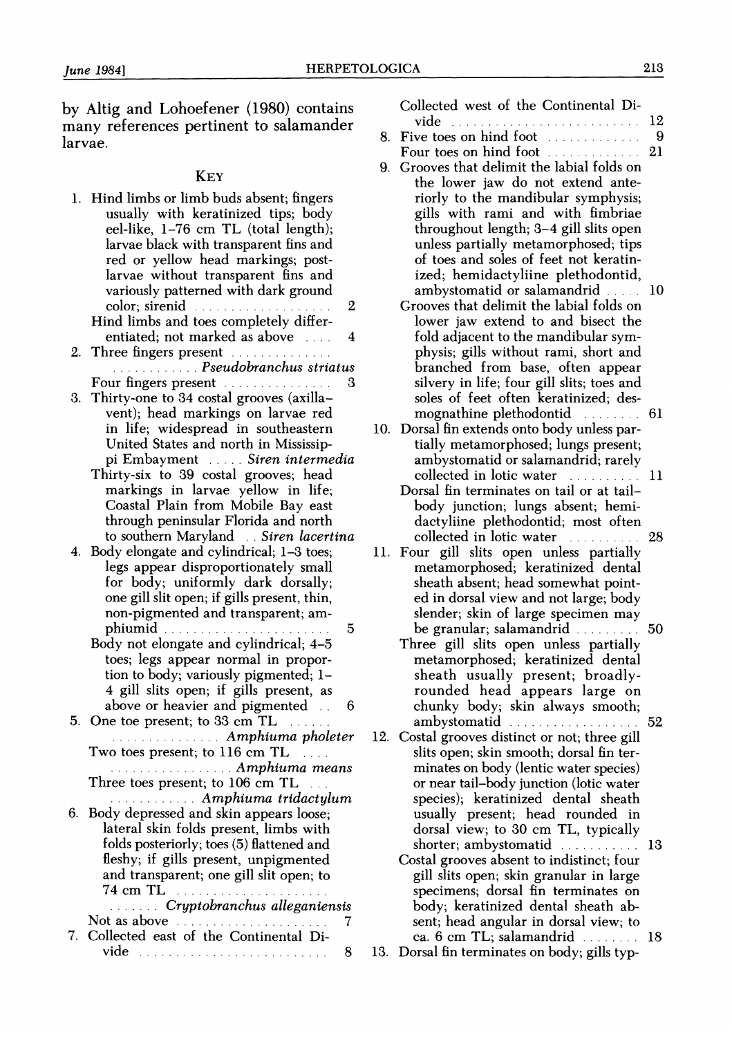by Altig and Lohoefener (1980) contains many references pertinent to salamander larvae.

### Key

1. Hind limbs or limb buds absent; fingers usually with keratinized tips; body eel-like, 1–76 cm TL (total length); larvae black with transparent fins and red or yellow head markings; post-larvae without transparent fins and variously patterned with dark ground color; sirenid . . . . . . . . . . . . . . . . . . . 2

   Hind limbs and toes completely differentiated; not marked as above . . . . 4

2. Three fingers present . . . . . . . . . . . . . . . . . . . . . . . . . . *Pseudobranchus striatus*

   Four fingers present . . . . . . . . . . . . . . . 3

3. Thirty-one to 34 costal grooves (axilla–vent); head markings on larvae red in life; widespread in southeastern United States and north in Mississippi Embayment . . . . . *Siren intermedia*

   Thirty-six to 39 costal grooves; head markings in larvae yellow in life; Coastal Plain from Mobile Bay east through peninsular Florida and north to southern Maryland . . *Siren lacertina*

4. Body elongate and cylindrical; 1–3 toes; legs appear disproportionately small for body; uniformly dark dorsally; one gill slit open; if gills present, thin, non-pigmented and transparent; amphiumid . . . . . . . . . . . . . . . . . . . . . . 5

   Body not elongate and cylindrical; 4–5 toes; legs appear normal in proportion to body; variously pigmented; 1–4 gill slits open; if gills present, as above or heavier and pigmented . . 6

5. One toe present; to 33 cm TL . . . . . . . . . . . . . . . . . . . . . . . *Amphiuma pholeter*

   Two toes present; to 116 cm TL . . . . . . . . . . . . . . . . . . . . . . *Amphiuma means*

   Three toes present; to 106 cm TL . . . . . . . . . . . . . . . *Amphiuma tridactylum*

6. Body depressed and skin appears loose; lateral skin folds present, limbs with folds posteriorly; toes (5) flattened and fleshy; if gills present, unpigmented and transparent; one gill slit open; to 74 cm TL . . . . . . . . . . . . . . . . . . . . . . . . . . . *Cryptobranchus alleganiensis*

   Not as above . . . . . . . . . . . . . . . . . . . . 7

7. Collected east of the Continental Divide . . . . . . . . . . . . . . . . . . . . . . . . . . 8

   Collected west of the Continental Divide . . . . . . . . . . . . . . . . . . . . . . . . . . 12

8. Five toes on hind foot . . . . . . . . . . . . . 9

   Four toes on hind foot . . . . . . . . . . . . . 21

9. Grooves that delimit the labial folds on the lower jaw do not extend anteriorly to the mandibular symphysis; gills with rami and with fimbriae throughout length; 3–4 gill slits open unless partially metamorphosed; tips of toes and soles of feet not keratinized; hemidactyliine plethodontid, ambystomatid or salamandrid . . . . . 10

   Grooves that delimit the labial folds on lower jaw extend to and bisect the fold adjacent to the mandibular symphysis; gills without rami, short and branched from base, often appear silvery in life; four gill slits; toes and soles of feet often keratinized; desmognathine plethodontid . . . . . . . . 61

10. Dorsal fin extends onto body unless partially metamorphosed; lungs present; ambystomatid or salamandrid; rarely collected in lotic water . . . . . . . . . . 11

    Dorsal fin terminates on tail or at tail–body junction; lungs absent; hemidactyliine plethodontid; most often collected in lotic water . . . . . . . . . . 28

11. Four gill slits open unless partially metamorphosed; keratinized dental sheath absent; head somewhat pointed in dorsal view and not large; body slender; skin of large specimen may be granular; salamandrid . . . . . . . . . 50

    Three gill slits open unless partially metamorphosed; keratinized dental sheath usually present; broadly-rounded head appears large on chunky body; skin always smooth; ambystomatid . . . . . . . . . . . . . . . . . . 52

12. Costal grooves distinct or not; three gill slits open; skin smooth; dorsal fin terminates on body (lentic water species) or near tail–body junction (lotic water species); keratinized dental sheath usually present; head rounded in dorsal view; to 30 cm TL, typically shorter; ambystomatid . . . . . . . . . . . 13

    Costal grooves absent to indistinct; four gill slits open; skin granular in large specimens; dorsal fin terminates on body; keratinized dental sheath absent; head angular in dorsal view; to ca. 6 cm TL; salamandrid . . . . . . . . 18

13. Dorsal fin terminates on body; gills typ-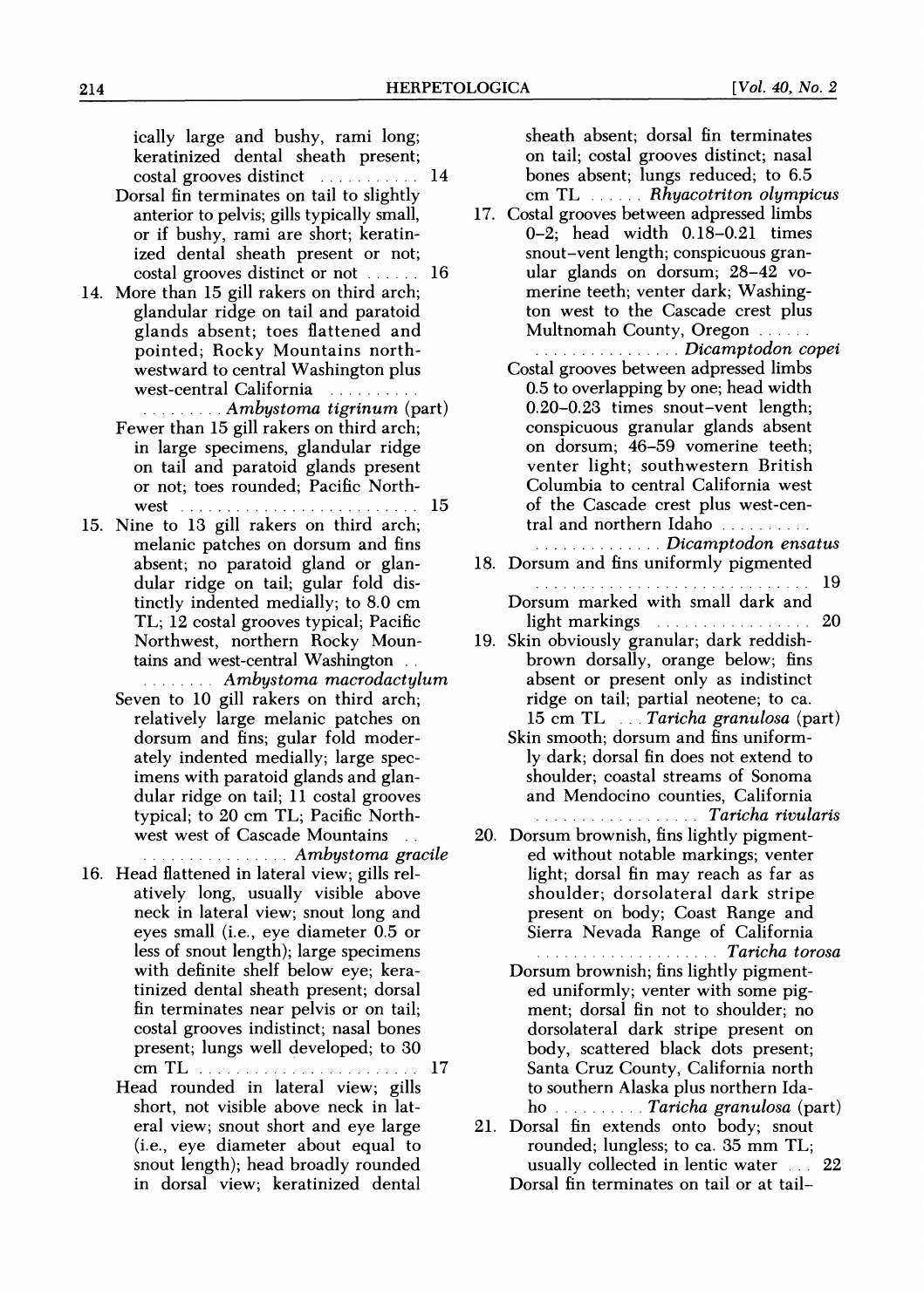ically large and bushy, rami long; keratinized dental sheath present; costal grooves distinct . . . . . . . . . . . 14

Dorsal fin terminates on tail to slightly anterior to pelvis; gills typically small, or if bushy, rami are short; keratinized dental sheath present or not; costal grooves distinct or not . . . . . . 16

14. More than 15 gill rakers on third arch; glandular ridge on tail and paratoid glands absent; toes flattened and pointed; Rocky Mountains northwestward to central Washington plus west-central California . . . . . . . . . . . . . . . . . . . *Ambystoma tigrinum* (part)

    Fewer than 15 gill rakers on third arch; in large specimens, glandular ridge on tail and paratoid glands present or not; toes rounded; Pacific Northwest . . . . . . . . . . . . . . . . . . . . . . . . . . 15

15. Nine to 13 gill rakers on third arch; melanic patches on dorsum and fins absent; no paratoid gland or glandular ridge on tail; gular fold distinctly indented medially; to 8.0 cm TL; 12 costal grooves typical; Pacific Northwest, northern Rocky Mountains and west-central Washington . . . . . . . . . . *Ambystoma macrodactylum*

    Seven to 10 gill rakers on third arch; relatively large melanic patches on dorsum and fins; gular fold moderately indented medially; large specimens with paratoid glands and glandular ridge on tail; 11 costal grooves typical; to 20 cm TL; Pacific Northwest west of Cascade Mountains . . . . . . . . . . . . . . . . . . *Ambystoma gracile*

16. Head flattened in lateral view; gills relatively long, usually visible above neck in lateral view; snout long and eyes small (i.e., eye diameter 0.5 or less of snout length); large specimens with definite shelf below eye; keratinized dental sheath present; dorsal fin terminates near pelvis or on tail; costal grooves indistinct; nasal bones present; lungs well developed; to 30 cm TL . . . . . . . . . . . . . . . . . . . . . . . . 17

    Head rounded in lateral view; gills short, not visible above neck in lateral view; snout short and eye large (i.e., eye diameter about equal to snout length); head broadly rounded in dorsal view; keratinized dental sheath absent; dorsal fin terminates on tail; costal grooves distinct; nasal bones absent; lungs reduced; to 6.5 cm TL . . . . . . *Rhyacotriton olympicus*

17. Costal grooves between adpressed limbs 0–2; head width 0.18–0.21 times snout–vent length; conspicuous granular glands on dorsum; 28–42 vomerine teeth; venter dark; Washington west to the Cascade crest plus Multnomah County, Oregon . . . . . . . . . . . . . . . . . . . . . . *Dicamptodon copei*

    Costal grooves between adpressed limbs 0.5 to overlapping by one; head width 0.20–0.23 times snout–vent length; conspicuous granular glands absent on dorsum; 46–59 vomerine teeth; venter light; southwestern British Columbia to central California west of the Cascade crest plus west-central and northern Idaho . . . . . . . . . . . . . . . . . . . . . . . . *Dicamptodon ensatus*

18. Dorsum and fins uniformly pigmented . . . . . . . . . . . . . . . . . . . . . . . . . . . . . . . 19

    Dorsum marked with small dark and light markings . . . . . . . . . . . . . . . . . 20

19. Skin obviously granular; dark reddish-brown dorsally, orange below; fins absent or present only as indistinct ridge on tail; partial neotene; to ca. 15 cm TL . . . *Taricha granulosa* (part)

    Skin smooth; dorsum and fins uniformly dark; dorsal fin does not extend to shoulder; coastal streams of Sonoma and Mendocino counties, California . . . . . . . . . . . . . . . . . . *Taricha rivularis*

20. Dorsum brownish, fins lightly pigmented without notable markings; venter light; dorsal fin may reach as far as shoulder; dorsolateral dark stripe present on body; Coast Range and Sierra Nevada Range of California . . . . . . . . . . . . . . . . . . . . *Taricha torosa*

    Dorsum brownish; fins lightly pigmented uniformly; venter with some pigment; dorsal fin not to shoulder; no dorsolateral dark stripe present on body, scattered black dots present; Santa Cruz County, California north to southern Alaska plus northern Idaho . . . . . . . . . . *Taricha granulosa* (part)

21. Dorsal fin extends onto body; snout rounded; lungless; to ca. 35 mm TL; usually collected in lentic water . . . 22

    Dorsal fin terminates on tail or at tail–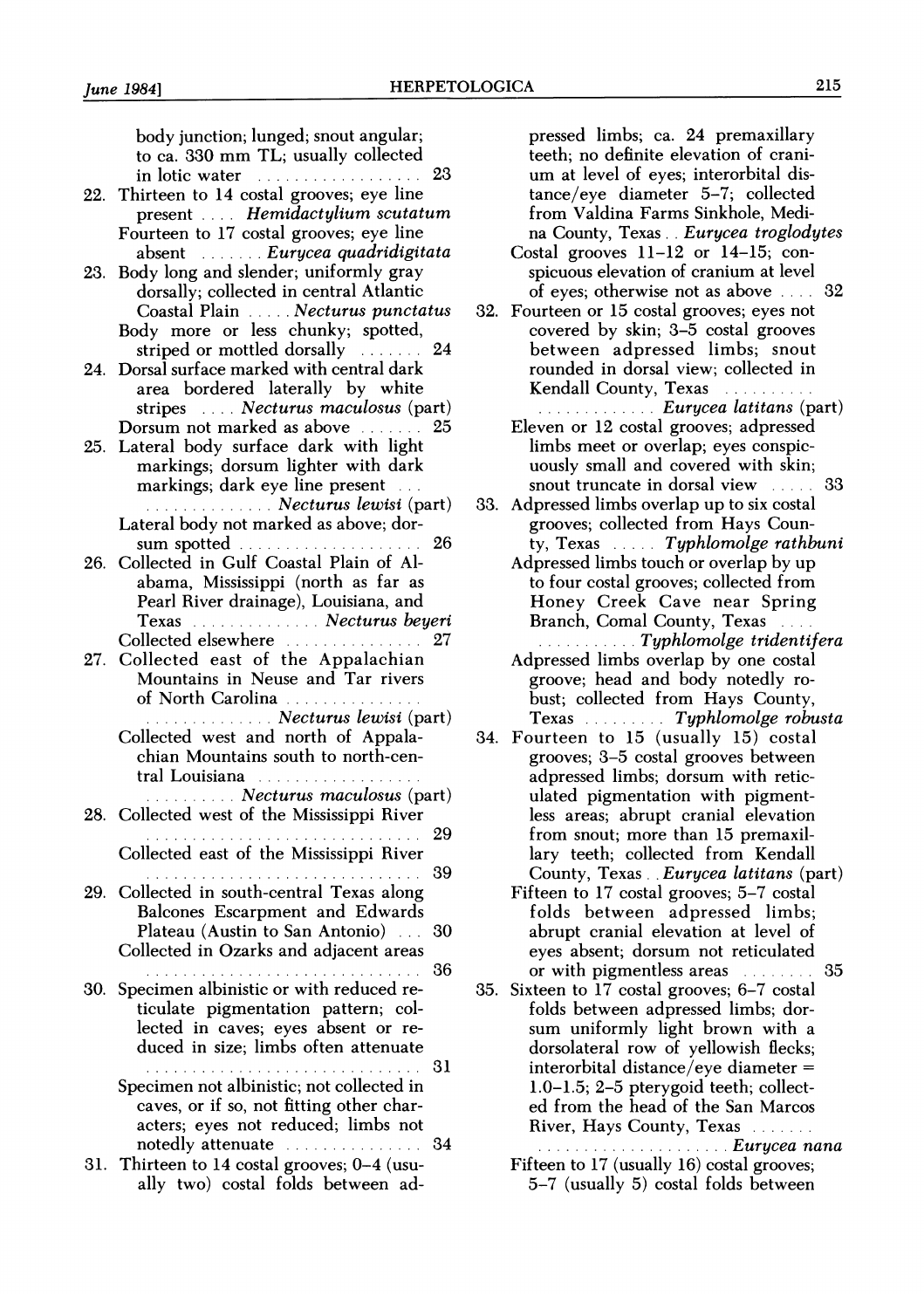body junction; lunged; snout angular; to ca. 330 mm TL; usually collected in lotic water ........ 23

22. Thirteen to 14 costal grooves; eye line present .... *Hemidactylium scutatum*
    Fourteen to 17 costal grooves; eye line absent ....... *Eurycea quadridigitata*
23. Body long and slender; uniformly gray dorsally; collected in central Atlantic Coastal Plain ..... *Necturus punctatus*
    Body more or less chunky; spotted, striped or mottled dorsally ....... 24
24. Dorsal surface marked with central dark area bordered laterally by white stripes .... *Necturus maculosus* (part)
    Dorsum not marked as above ....... 25
25. Lateral body surface dark with light markings; dorsum lighter with dark markings; dark eye line present ... .............. *Necturus lewisi* (part)
    Lateral body not marked as above; dorsum spotted .................... 26
26. Collected in Gulf Coastal Plain of Alabama, Mississippi (north as far as Pearl River drainage), Louisiana, and Texas .............. *Necturus beyeri*
    Collected elsewhere ............... 27
27. Collected east of the Appalachian Mountains in Neuse and Tar rivers of North Carolina ............... .............. *Necturus lewisi* (part)
    Collected west and north of Appalachian Mountains south to north-central Louisiana .................. .......... *Necturus maculosus* (part)
28. Collected west of the Mississippi River .............................. 29
    Collected east of the Mississippi River .............................. 39
29. Collected in south-central Texas along Balcones Escarpment and Edwards Plateau (Austin to San Antonio) ... 30
    Collected in Ozarks and adjacent areas .............................. 36
30. Specimen albinistic or with reduced reticulate pigmentation pattern; collected in caves; eyes absent or reduced in size; limbs often attenuate .............................. 31
    Specimen not albinistic; not collected in caves, or if so, not fitting other characters; eyes not reduced; limbs not notedly attenuate ............... 34
31. Thirteen to 14 costal grooves; 0–4 (usually two) costal folds between adpressed limbs; ca. 24 premaxillary teeth; no definite elevation of cranium at level of eyes; interorbital distance/eye diameter 5–7; collected from Valdina Farms Sinkhole, Medina County, Texas .. *Eurycea troglodytes*
    Costal grooves 11–12 or 14–15; conspicuous elevation of cranium at level of eyes; otherwise not as above .... 32
32. Fourteen or 15 costal grooves; eyes not covered by skin; 3–5 costal grooves between adpressed limbs; snout rounded in dorsal view; collected in Kendall County, Texas .......... ............. *Eurycea latitans* (part)
    Eleven or 12 costal grooves; adpressed limbs meet or overlap; eyes conspicuously small and covered with skin; snout truncate in dorsal view ..... 33
33. Adpressed limbs overlap up to six costal grooves; collected from Hays County, Texas ..... *Typhlomolge rathbuni*
    Adpressed limbs touch or overlap by up to four costal grooves; collected from Honey Creek Cave near Spring Branch, Comal County, Texas .... ........... *Typhlomolge tridentifera*
    Adpressed limbs overlap by one costal groove; head and body notedly robust; collected from Hays County, Texas ......... *Typhlomolge robusta*
34. Fourteen to 15 (usually 15) costal grooves; 3–5 costal grooves between adpressed limbs; dorsum with reticulated pigmentation with pigmentless areas; abrupt cranial elevation from snout; more than 15 premaxillary teeth; collected from Kendall County, Texas .. *Eurycea latitans* (part)
    Fifteen to 17 costal grooves; 5–7 costal folds between adpressed limbs; abrupt cranial elevation at level of eyes absent; dorsum not reticulated or with pigmentless areas ........ 35
35. Sixteen to 17 costal grooves; 6–7 costal folds between adpressed limbs; dorsum uniformly light brown with a dorsolateral row of yellowish flecks; interorbital distance/eye diameter = 1.0–1.5; 2–5 pterygoid teeth; collected from the head of the San Marcos River, Hays County, Texas ....... ....................... *Eurycea nana*
    Fifteen to 17 (usually 16) costal grooves; 5–7 (usually 5) costal folds between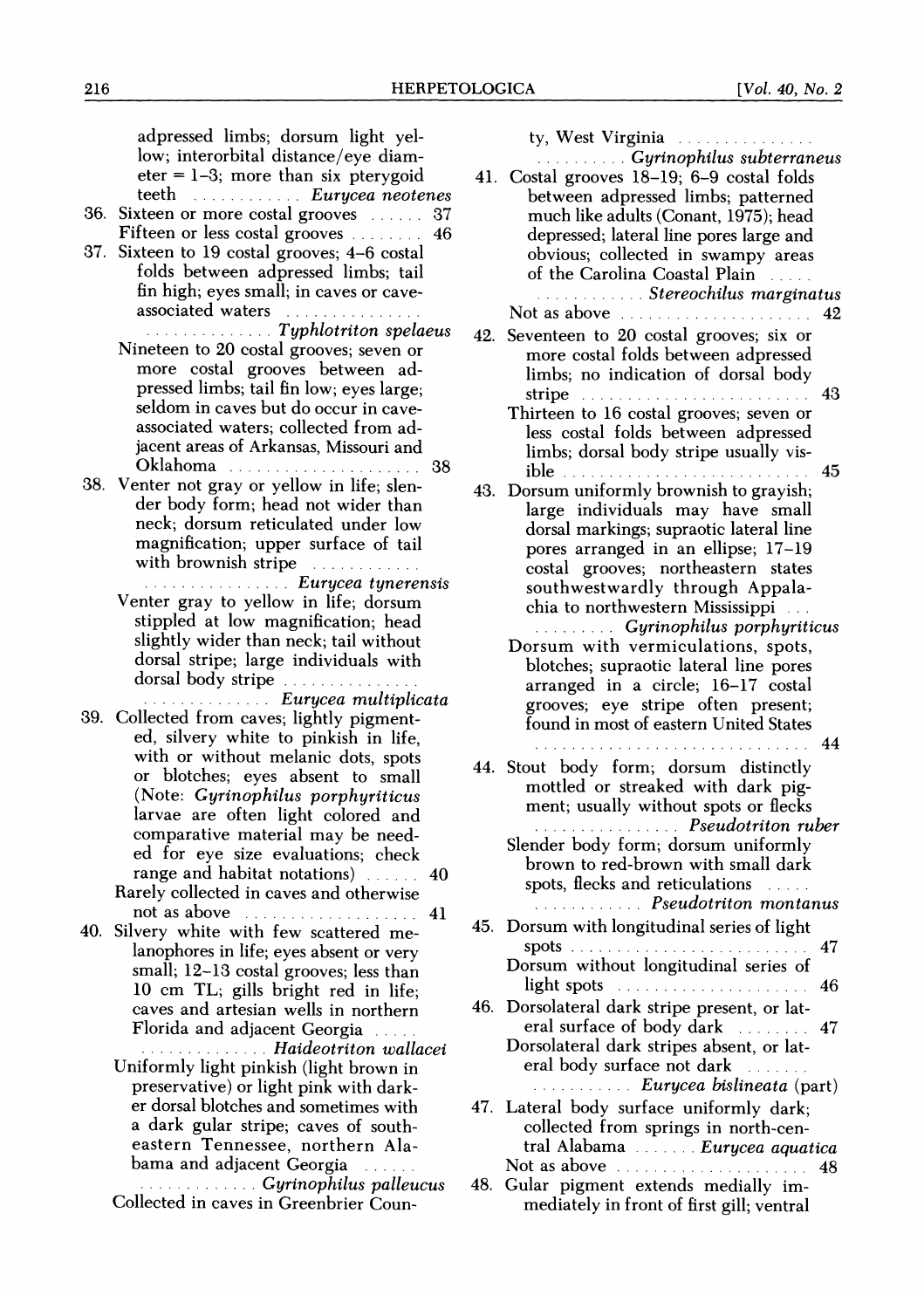adpressed limbs; dorsum light yellow; interorbital distance/eye diameter = 1–3; more than six pterygoid teeth . . . . . . . . . . . . *Eurycea neotenes*

36. Sixteen or more costal grooves . . . . . . 37
    Fifteen or less costal grooves . . . . . . . . 46

37. Sixteen to 19 costal grooves; 4–6 costal folds between adpressed limbs; tail fin high; eyes small; in caves or cave-associated waters . . . . . . . . . . . . . . . . . . . . . . . . . . . . . *Typhlotriton spelaeus*
    Nineteen to 20 costal grooves; seven or more costal grooves between adpressed limbs; tail fin low; eyes large; seldom in caves but do occur in cave-associated waters; collected from adjacent areas of Arkansas, Missouri and Oklahoma . . . . . . . . . . . . . . . . . . . . . 38

38. Venter not gray or yellow in life; slender body form; head not wider than neck; dorsum reticulated under low magnification; upper surface of tail with brownish stripe . . . . . . . . . . . . . . . . . . . . . . . . . . . . . *Eurycea tynerensis*
    Venter gray to yellow in life; dorsum stippled at low magnification; head slightly wider than neck; tail without dorsal stripe; large individuals with dorsal body stripe . . . . . . . . . . . . . . . . . . . . . . . . . . . . . *Eurycea multiplicata*

39. Collected from caves; lightly pigmented, silvery white to pinkish in life, with or without melanic dots, spots or blotches; eyes absent to small (Note: *Gyrinophilus porphyriticus* larvae are often light colored and comparative material may be needed for eye size evaluations; check range and habitat notations) . . . . . . 40
    Rarely collected in caves and otherwise not as above . . . . . . . . . . . . . . . . . . . 41

40. Silvery white with few scattered melanophores in life; eyes absent or very small; 12–13 costal grooves; less than 10 cm TL; gills bright red in life; caves and artesian wells in northern Florida and adjacent Georgia . . . . . . . . . . . . . . . . . . . . . *Haideotriton wallacei*
    Uniformly light pinkish (light brown in preservative) or light pink with darker dorsal blotches and sometimes with a dark gular stripe; caves of southeastern Tennessee, northern Alabama and adjacent Georgia . . . . . . . . . . . . . . . . . . . . . *Gyrinophilus palleucus*
    Collected in caves in Greenbrier County, West Virginia . . . . . . . . . . . . . . . . . . . . . . . . . . . . . *Gyrinophilus subterraneus*

41. Costal grooves 18–19; 6–9 costal folds between adpressed limbs; patterned much like adults (Conant, 1975); head depressed; lateral line pores large and obvious; collected in swampy areas of the Carolina Coastal Plain . . . . . . . . . . . . . . . . . *Stereochilus marginatus*
    Not as above . . . . . . . . . . . . . . . . . . . . . 42

42. Seventeen to 20 costal grooves; six or more costal folds between adpressed limbs; no indication of dorsal body stripe . . . . . . . . . . . . . . . . . . . . . . . . . 43
    Thirteen to 16 costal grooves; seven or less costal folds between adpressed limbs; dorsal body stripe usually visible . . . . . . . . . . . . . . . . . . . . . . . . . . . 45

43. Dorsum uniformly brownish to grayish; large individuals may have small dorsal markings; supraotic lateral line pores arranged in an ellipse; 17–19 costal grooves; northeastern states southwestwardly through Appalachia to northwestern Mississippi . . . . . . . . . . . . . *Gyrinophilus porphyriticus*
    Dorsum with vermiculations, spots, blotches; supraotic lateral line pores arranged in a circle; 16–17 costal grooves; eye stripe often present; found in most of eastern United States . . . . . . . . . . . . . . . . . . . . . . . . . . . . . . . 44

44. Stout body form; dorsum distinctly mottled or streaked with dark pigment; usually without spots or flecks . . . . . . . . . . . . . . . . . *Pseudotriton ruber*
    Slender body form; dorsum uniformly brown to red-brown with small dark spots, flecks and reticulations . . . . . . . . . . . . . . . . . *Pseudotriton montanus*

45. Dorsum with longitudinal series of light spots . . . . . . . . . . . . . . . . . . . . . . . . . . 47
    Dorsum without longitudinal series of light spots . . . . . . . . . . . . . . . . . . . . . . 46

46. Dorsolateral dark stripe present, or lateral surface of body dark . . . . . . . . 47
    Dorsolateral dark stripes absent, or lateral body surface not dark . . . . . . . . . . . . . . . . . . *Eurycea bislineata* (part)

47. Lateral body surface uniformly dark; collected from springs in north-central Alabama . . . . . . . *Eurycea aquatica*
    Not as above . . . . . . . . . . . . . . . . . . . . . 48

48. Gular pigment extends medially immediately in front of first gill; ventral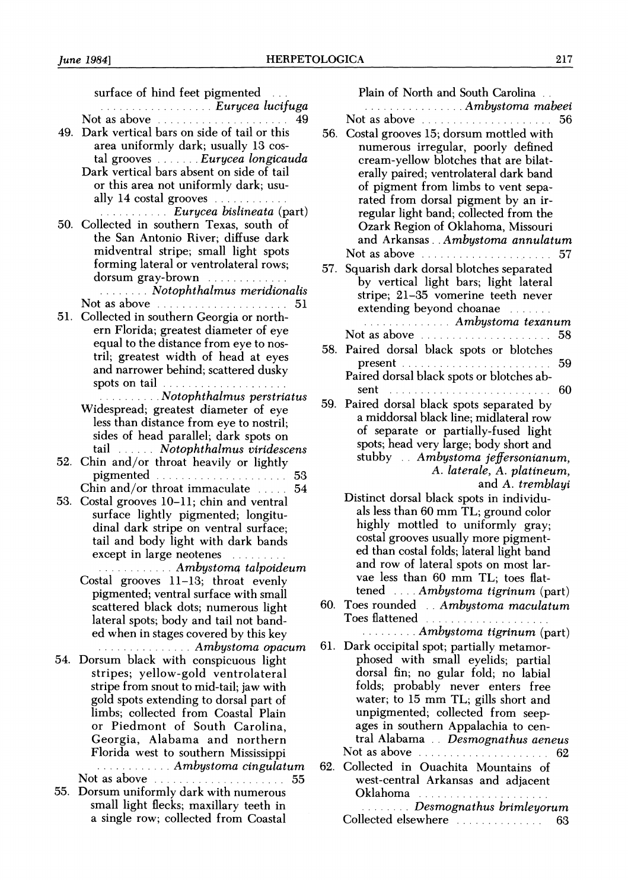surface of hind feet pigmented . . . . . . . . . . . . . . . . . . . . . *Eurycea lucifuga*

Not as above . . . . . . . . . . . . . . . . . . . . . 49

49. Dark vertical bars on side of tail or this area uniformly dark; usually 13 costal grooves . . . . . . . *Eurycea longicauda*

 Dark vertical bars absent on side of tail or this area not uniformly dark; usually 14 costal grooves . . . . . . . . . . . . . . . . . . . . . . . *Eurycea bislineata* (part)

50. Collected in southern Texas, south of the San Antonio River; diffuse dark midventral stripe; small light spots forming lateral or ventrolateral rows; dorsum gray-brown . . . . . . . . . . . . . . . . . . . . . *Notophthalmus meridionalis*

 Not as above . . . . . . . . . . . . . . . . . . . . . 51

51. Collected in southern Georgia or northern Florida; greatest diameter of eye equal to the distance from eye to nostril; greatest width of head at eyes and narrower behind; scattered dusky spots on tail . . . . . . . . . . . . . . . . . . . . . . . . . . . . . *Notophthalmus perstriatus*

 Widespread; greatest diameter of eye less than distance from eye to nostril; sides of head parallel; dark spots on tail . . . . . . *Notophthalmus viridescens*

52. Chin and/or throat heavily or lightly pigmented . . . . . . . . . . . . . . . . . . . . . 53

 Chin and/or throat immaculate . . . . . 54

53. Costal grooves 10–11; chin and ventral surface lightly pigmented; longitudinal dark stripe on ventral surface; tail and body light with dark bands except in large neotenes . . . . . . . . . . . . . . . . . . . . . *Ambystoma talpoideum*

 Costal grooves 11–13; throat evenly pigmented; ventral surface with small scattered black dots; numerous light lateral spots; body and tail not banded when in stages covered by this key . . . . . . . . . . . . . . . *Ambystoma opacum*

54. Dorsum black with conspicuous light stripes; yellow-gold ventrolateral stripe from snout to mid-tail; jaw with gold spots extending to dorsal part of limbs; collected from Coastal Plain or Piedmont of South Carolina, Georgia, Alabama and northern Florida west to southern Mississippi . . . . . . . . . . . . *Ambystoma cingulatum*

 Not as above . . . . . . . . . . . . . . . . . . . . . 55

55. Dorsum uniformly dark with numerous small light flecks; maxillary teeth in a single row; collected from Coastal Plain of North and South Carolina . . . . . . . . . . . . . . . . . . *Ambystoma mabeei*

 Not as above . . . . . . . . . . . . . . . . . . . . . 56

56. Costal grooves 15; dorsum mottled with numerous irregular, poorly defined cream-yellow blotches that are bilaterally paired; ventrolateral dark band of pigment from limbs to vent separated from dorsal pigment by an irregular light band; collected from the Ozark Region of Oklahoma, Missouri and Arkansas . . *Ambystoma annulatum*

 Not as above . . . . . . . . . . . . . . . . . . . . . 57

57. Squarish dark dorsal blotches separated by vertical light bars; light lateral stripe; 21–35 vomerine teeth never extending beyond choanae . . . . . . . . . . . . . . . . . . . . . *Ambystoma texanum*

 Not as above . . . . . . . . . . . . . . . . . . . . . 58

58. Paired dorsal black spots or blotches present . . . . . . . . . . . . . . . . . . . . . . . . 59

 Paired dorsal black spots or blotches absent . . . . . . . . . . . . . . . . . . . . . . . . . 60

59. Paired dorsal black spots separated by a middorsal black line; midlateral row of separate or partially-fused light spots; head very large; body short and stubby . . *Ambystoma jeffersonianum, A. laterale, A. platineum,* and *A. tremblayi*

 Distinct dorsal black spots in individuals less than 60 mm TL; ground color highly mottled to uniformly gray; costal grooves usually more pigmented than costal folds; lateral light band and row of lateral spots on most larvae less than 60 mm TL; toes flattened . . . . *Ambystoma tigrinum* (part)

60. Toes rounded . . *Ambystoma maculatum*

 Toes flattened . . . . . . . . . . . . . . . . . . . . . . . . . . . . *Ambystoma tigrinum* (part)

61. Dark occipital spot; partially metamorphosed with small eyelids; partial dorsal fin; no gular fold; no labial folds; probably never enters free water; to 15 mm TL; gills short and unpigmented; collected from seepages in southern Appalachia to central Alabama . . *Desmognathus aeneus*

 Not as above . . . . . . . . . . . . . . . . . . . . . 62

62. Collected in Ouachita Mountains of west-central Arkansas and adjacent Oklahoma . . . . . . . . . . . . . . . . . . . . . . . . . . . . *Desmognathus brimleyorum*

 Collected elsewhere . . . . . . . . . . . . . . 63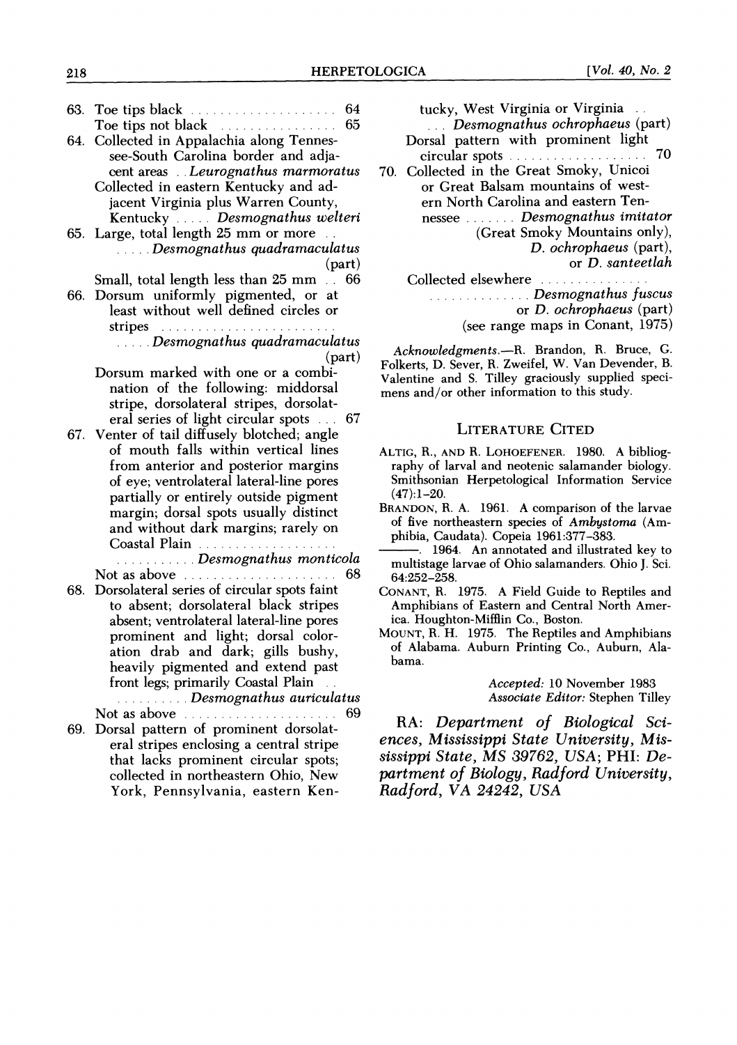63. Toe tips black .................... 64
    Toe tips not black ................ 65

64. Collected in Appalachia along Tennessee-South Carolina border and adjacent areas .. *Leurognathus marmoratus*
    Collected in eastern Kentucky and adjacent Virginia plus Warren County, Kentucky ..... *Desmognathus welteri*

65. Large, total length 25 mm or more .. ..... *Desmognathus quadramaculatus* (part)
    Small, total length less than 25 mm .. 66

66. Dorsum uniformly pigmented, or at least without well defined circles or stripes ........................ ..... *Desmognathus quadramaculatus* (part)
    Dorsum marked with one or a combination of the following: middorsal stripe, dorsolateral stripes, dorsolateral series of light circular spots ... 67

67. Venter of tail diffusely blotched; angle of mouth falls within vertical lines from anterior and posterior margins of eye; ventrolateral lateral-line pores partially or entirely outside pigment margin; dorsal spots usually distinct and without dark margins; rarely on Coastal Plain ................... ........... *Desmognathus monticola*
    Not as above ..................... 68

68. Dorsolateral series of circular spots faint to absent; dorsolateral black stripes absent; ventrolateral lateral-line pores prominent and light; dorsal coloration drab and dark; gills bushy, heavily pigmented and extend past front legs; primarily Coastal Plain .. .......... *Desmognathus auriculatus*
    Not as above ..................... 69

69. Dorsal pattern of prominent dorsolateral stripes enclosing a central stripe that lacks prominent circular spots; collected in northeastern Ohio, New York, Pennsylvania, eastern Kentucky, West Virginia or Virginia .. ... *Desmognathus ochrophaeus* (part)
    Dorsal pattern with prominent light circular spots .................. 70

70. Collected in the Great Smoky, Unicoi or Great Balsam mountains of western North Carolina and eastern Tennessee ....... *Desmognathus imitator* (Great Smoky Mountains only), *D. ochrophaeus* (part), or *D. santeetlah*
    Collected elsewhere ............... .............. *Desmognathus fuscus* or *D. ochrophaeus* (part) (see range maps in Conant, 1975)

*Acknowledgments.*—R. Brandon, R. Bruce, G. Folkerts, D. Sever, R. Zweifel, W. Van Devender, B. Valentine and S. Tilley graciously supplied specimens and/or other information to this study.

## Literature Cited

Altig, R., and R. Lohoefener. 1980. A bibliography of larval and neotenic salamander biology. Smithsonian Herpetological Information Service (47):1–20.

Brandon, R. A. 1961. A comparison of the larvae of five northeastern species of *Ambystoma* (Amphibia, Caudata). Copeia 1961:377–383.

———. 1964. An annotated and illustrated key to multistage larvae of Ohio salamanders. Ohio J. Sci. 64:252–258.

Conant, R. 1975. A Field Guide to Reptiles and Amphibians of Eastern and Central North America. Houghton-Mifflin Co., Boston.

Mount, R. H. 1975. The Reptiles and Amphibians of Alabama. Auburn Printing Co., Auburn, Alabama.

*Accepted:* 10 November 1983
*Associate Editor:* Stephen Tilley

RA: *Department of Biological Sciences, Mississippi State University, Mississippi State, MS 39762, USA*; PHI: *Department of Biology, Radford University, Radford, VA 24242, USA*